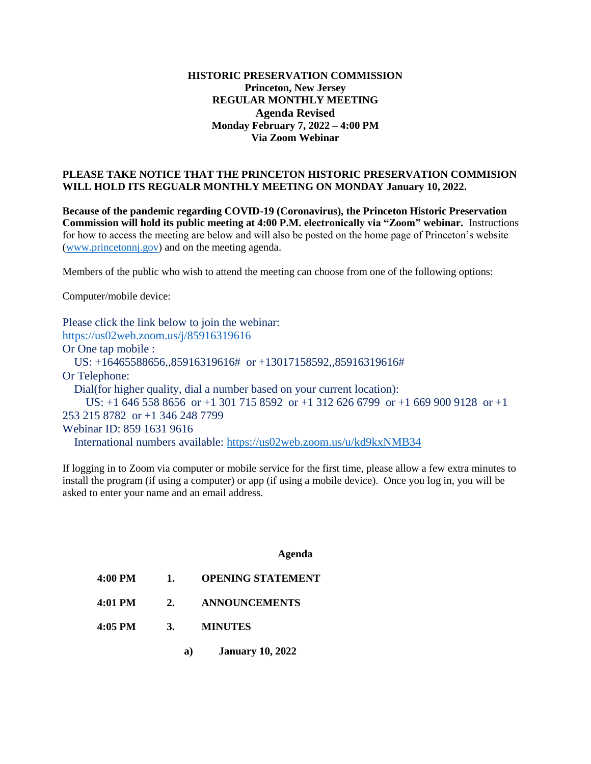**HISTORIC PRESERVATION COMMISSION**
**Princeton, New Jersey**
**REGULAR MONTHLY MEETING**
**Agenda Revised**
**Monday February 7, 2022 – 4:00 PM**
**Via Zoom Webinar**

**PLEASE TAKE NOTICE THAT THE PRINCETON HISTORIC PRESERVATION COMMISION WILL HOLD ITS REGUALR MONTHLY MEETING ON MONDAY January 10, 2022.**

**Because of the pandemic regarding COVID-19 (Coronavirus), the Princeton Historic Preservation Commission will hold its public meeting at 4:00 P.M. electronically via "Zoom" webinar.** Instructions for how to access the meeting are below and will also be posted on the home page of Princeton's website (www.princetonnj.gov) and on the meeting agenda.

Members of the public who wish to attend the meeting can choose from one of the following options:

Computer/mobile device:

Please click the link below to join the webinar:
https://us02web.zoom.us/j/85916319616
Or One tap mobile :
US: +16465588656,,85916319616# or +13017158592,,85916319616#
Or Telephone:
Dial(for higher quality, dial a number based on your current location):
US: +1 646 558 8656 or +1 301 715 8592 or +1 312 626 6799 or +1 669 900 9128 or +1 253 215 8782 or +1 346 248 7799
Webinar ID: 859 1631 9616
International numbers available: https://us02web.zoom.us/u/kd9kxNMB34

If logging in to Zoom via computer or mobile service for the first time, please allow a few extra minutes to install the program (if using a computer) or app (if using a mobile device). Once you log in, you will be asked to enter your name and an email address.

**Agenda**

**4:00 PM 1. OPENING STATEMENT**

**4:01 PM 2. ANNOUNCEMENTS**

**4:05 PM 3. MINUTES**

**a) January 10, 2022**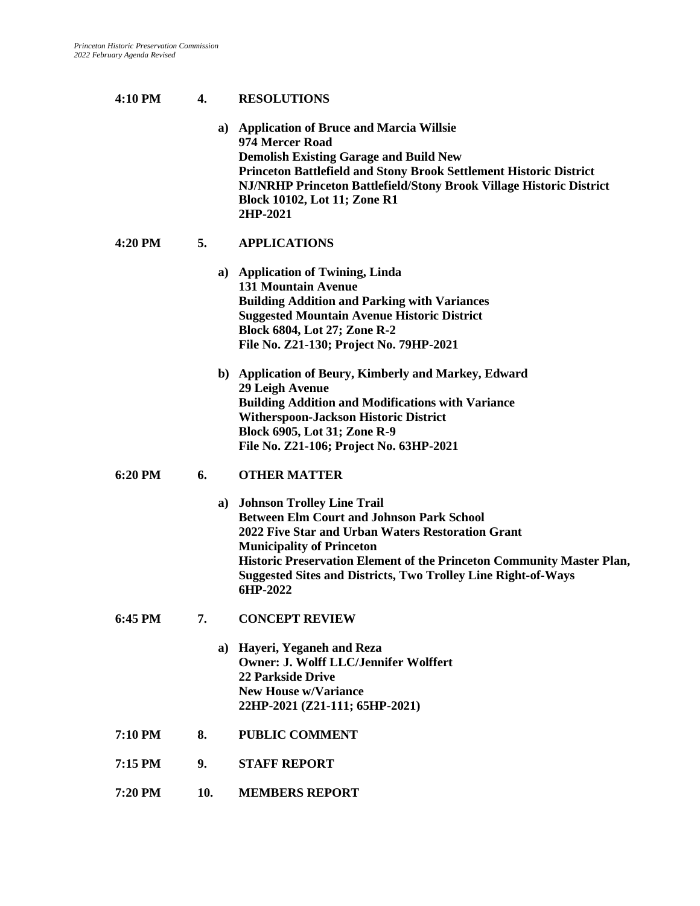**4:10 PM 4. RESOLUTIONS**

a) **Application of Bruce and Marcia Willsie**
**974 Mercer Road**
**Demolish Existing Garage and Build New**
**Princeton Battlefield and Stony Brook Settlement Historic District**
**NJ/NRHP Princeton Battlefield/Stony Brook Village Historic District**
**Block 10102, Lot 11; Zone R1**
**2HP-2021**

**4:20 PM 5. APPLICATIONS**

a) **Application of Twining, Linda**
**131 Mountain Avenue**
**Building Addition and Parking with Variances**
**Suggested Mountain Avenue Historic District**
**Block 6804, Lot 27; Zone R-2**
**File No. Z21-130; Project No. 79HP-2021**

b) **Application of Beury, Kimberly and Markey, Edward**
**29 Leigh Avenue**
**Building Addition and Modifications with Variance**
**Witherspoon-Jackson Historic District**
**Block 6905, Lot 31; Zone R-9**
**File No. Z21-106; Project No. 63HP-2021**

**6:20 PM 6. OTHER MATTER**

a) **Johnson Trolley Line Trail**
**Between Elm Court and Johnson Park School**
**2022 Five Star and Urban Waters Restoration Grant**
**Municipality of Princeton**
**Historic Preservation Element of the Princeton Community Master Plan, Suggested Sites and Districts, Two Trolley Line Right-of-Ways**
**6HP-2022**

**6:45 PM 7. CONCEPT REVIEW**

a) **Hayeri, Yeganeh and Reza**
**Owner: J. Wolff LLC/Jennifer Wolffert**
**22 Parkside Drive**
**New House w/Variance**
**22HP-2021 (Z21-111; 65HP-2021)**

**7:10 PM 8. PUBLIC COMMENT**

**7:15 PM 9. STAFF REPORT**

**7:20 PM 10. MEMBERS REPORT**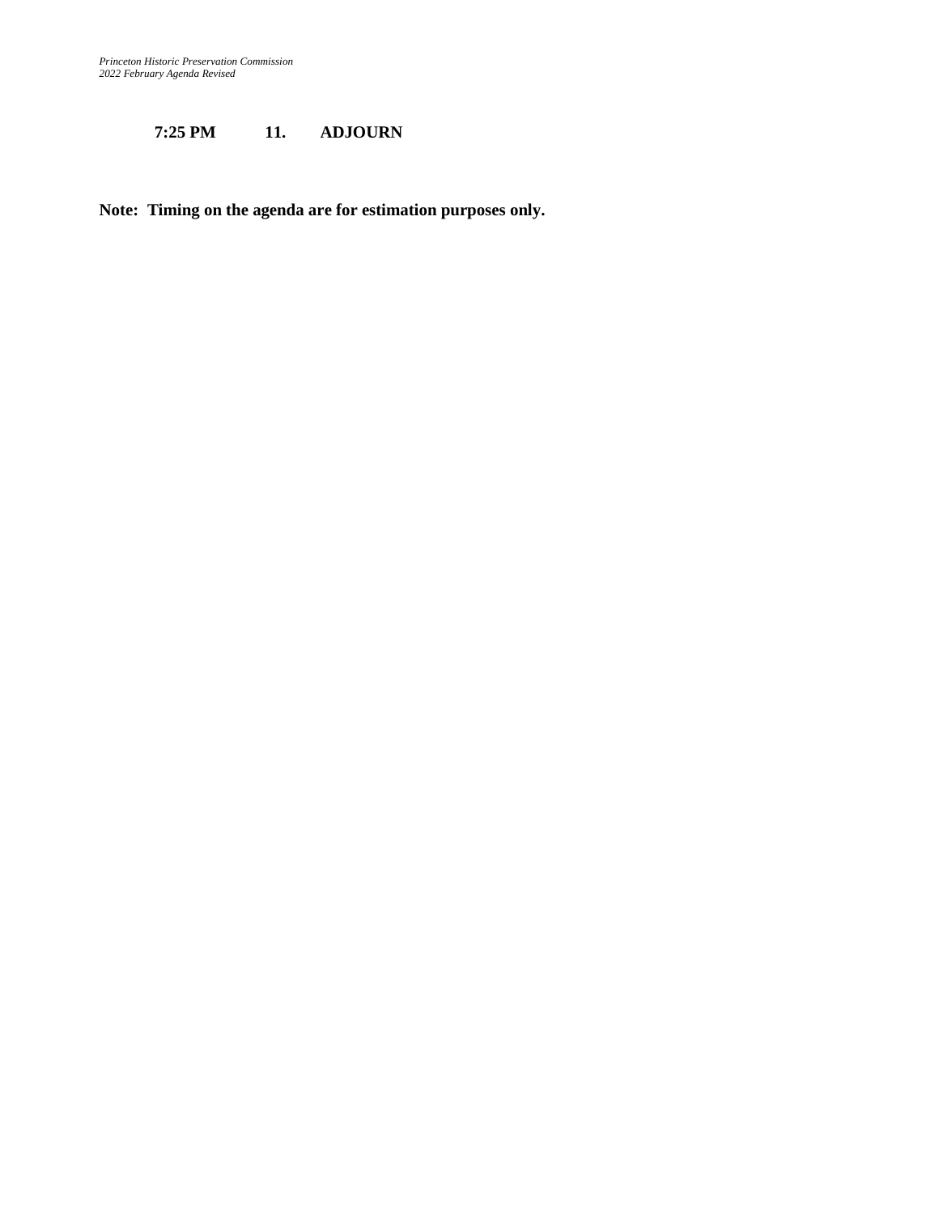**7:25 PM 11. ADJOURN**

**Note: Timing on the agenda are for estimation purposes only.**